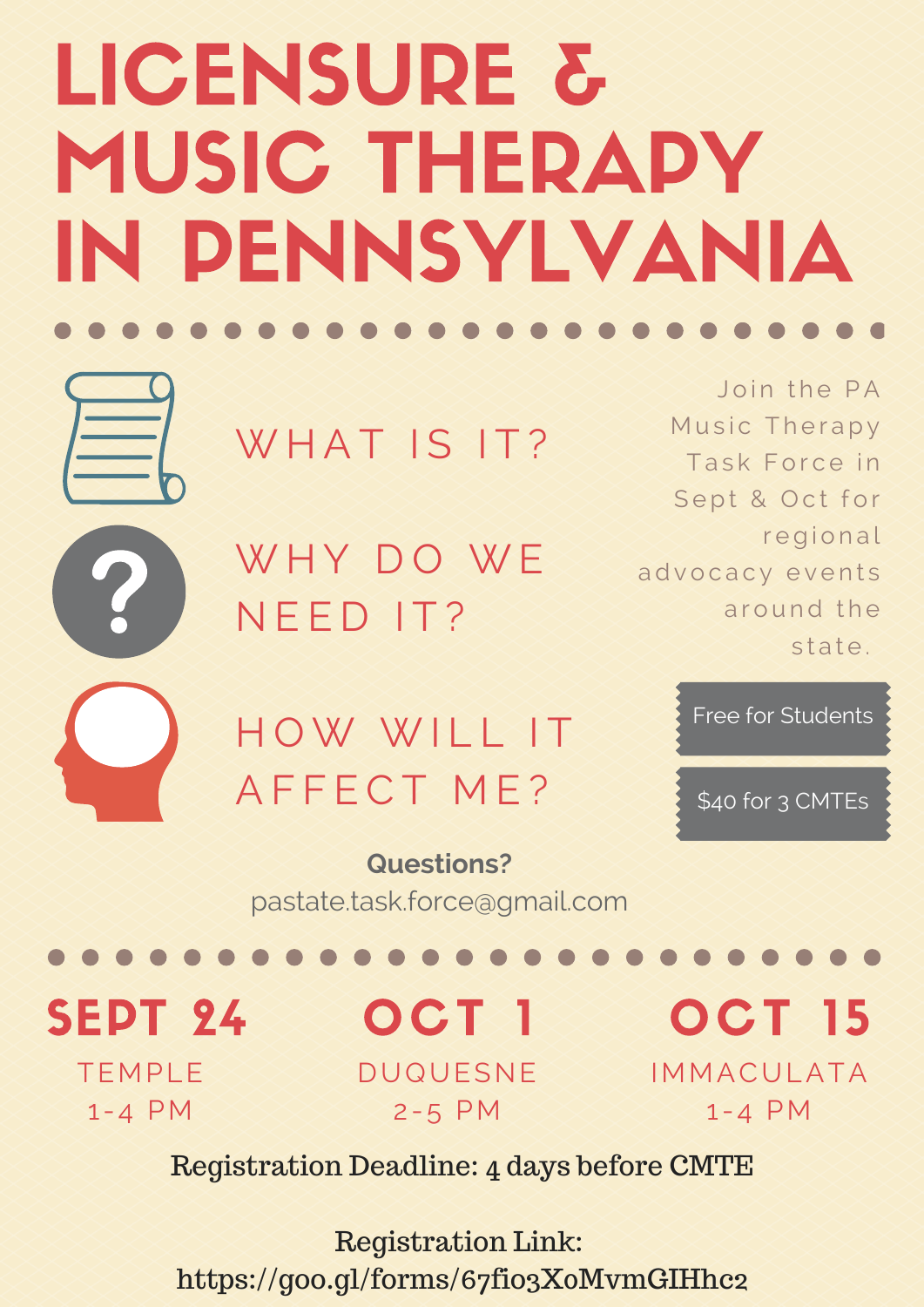# LICENSURE & MUSIC THERAPY IN PENNSYLVANIA

WHAT IS IT?

WHY DO WE NEED IT?

HOW WILL IT AFFECT ME?

Join the PA Music Therapy Task Force in Sept & Oct for regional advocacy events around the state.

Free for Students

$40 for 3 CMTEs

**Questions?**
pastate.task.force@gmail.com

## SEPT 24
TEMPLE
1-4 PM

## OCT 1
DUQUESNE
2-5 PM

## OCT 15
IMMACULATA
1-4 PM

Registration Deadline: 4 days before CMTE

Registration Link:
https://goo.gl/forms/67fio3X0MvmGIHhc2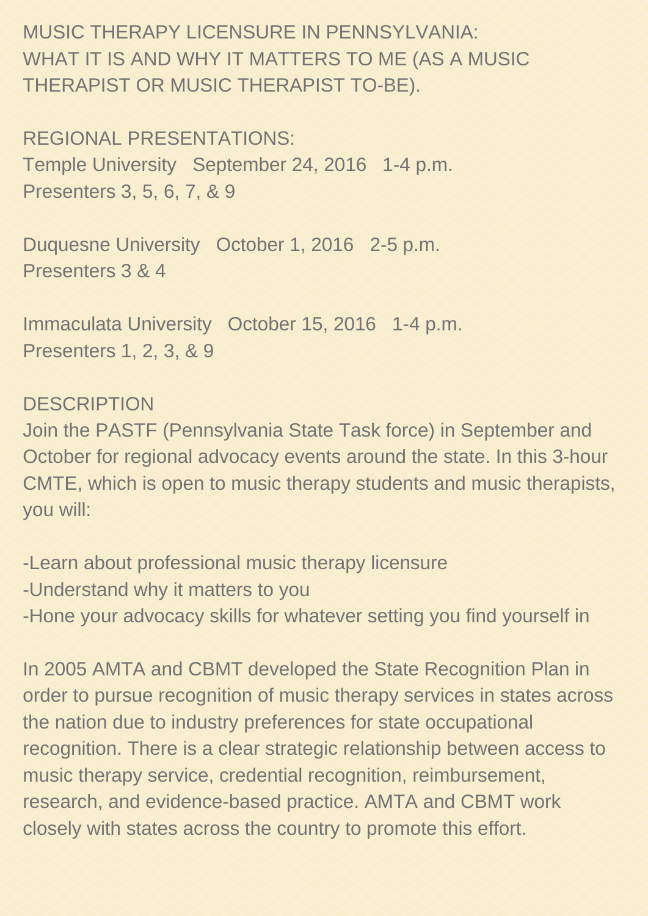# MUSIC THERAPY LICENSURE IN PENNSYLVANIA: WHAT IT IS AND WHY IT MATTERS TO ME (AS A MUSIC THERAPIST OR MUSIC THERAPIST TO-BE).

## REGIONAL PRESENTATIONS:

Temple University   September 24, 2016   1-4 p.m.
Presenters 3, 5, 6, 7, & 9

Duquesne University   October 1, 2016   2-5 p.m.
Presenters 3 & 4

Immaculata University   October 15, 2016   1-4 p.m.
Presenters 1, 2, 3, & 9

## DESCRIPTION

Join the PASTF (Pennsylvania State Task force) in September and October for regional advocacy events around the state. In this 3-hour CMTE, which is open to music therapy students and music therapists, you will:

- Learn about professional music therapy licensure
- Understand why it matters to you
- Hone your advocacy skills for whatever setting you find yourself in

In 2005 AMTA and CBMT developed the State Recognition Plan in order to pursue recognition of music therapy services in states across the nation due to industry preferences for state occupational recognition. There is a clear strategic relationship between access to music therapy service, credential recognition, reimbursement, research, and evidence-based practice. AMTA and CBMT work closely with states across the country to promote this effort.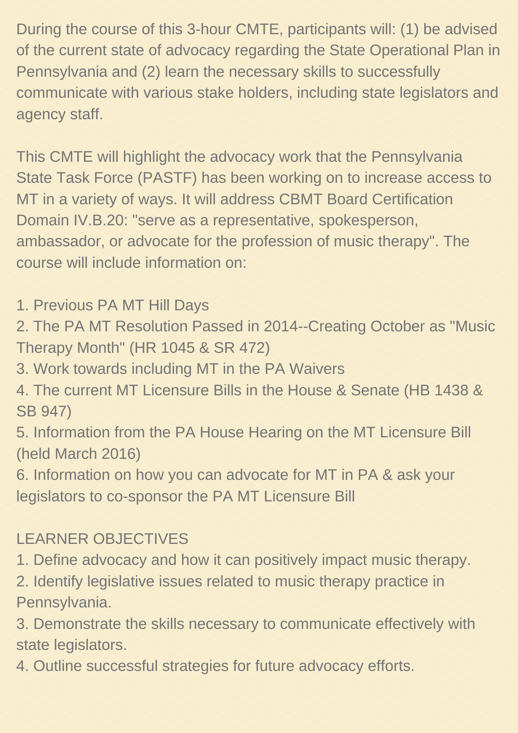During the course of this 3-hour CMTE, participants will: (1) be advised of the current state of advocacy regarding the State Operational Plan in Pennsylvania and (2) learn the necessary skills to successfully communicate with various stake holders, including state legislators and agency staff.

This CMTE will highlight the advocacy work that the Pennsylvania State Task Force (PASTF) has been working on to increase access to MT in a variety of ways. It will address CBMT Board Certification Domain IV.B.20: "serve as a representative, spokesperson, ambassador, or advocate for the profession of music therapy". The course will include information on:

1. Previous PA MT Hill Days
2. The PA MT Resolution Passed in 2014--Creating October as "Music Therapy Month" (HR 1045 & SR 472)
3. Work towards including MT in the PA Waivers
4. The current MT Licensure Bills in the House & Senate (HB 1438 & SB 947)
5. Information from the PA House Hearing on the MT Licensure Bill (held March 2016)
6. Information on how you can advocate for MT in PA & ask your legislators to co-sponsor the PA MT Licensure Bill

LEARNER OBJECTIVES

1. Define advocacy and how it can positively impact music therapy.
2. Identify legislative issues related to music therapy practice in Pennsylvania.
3. Demonstrate the skills necessary to communicate effectively with state legislators.
4. Outline successful strategies for future advocacy efforts.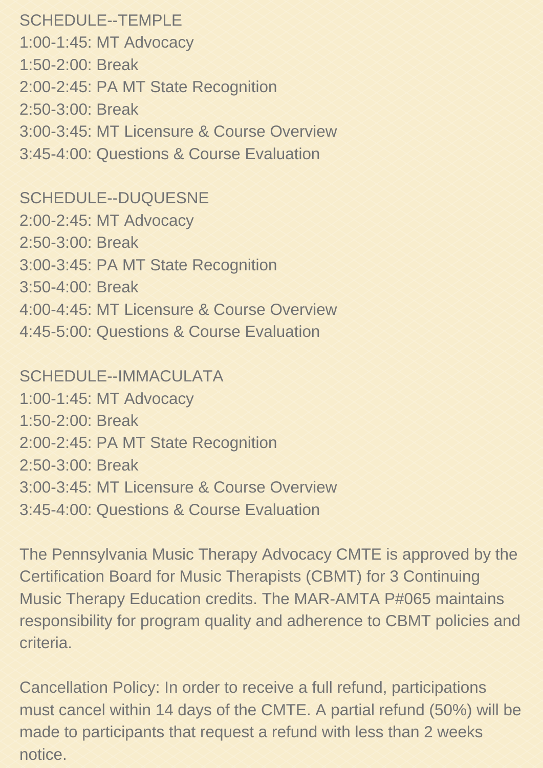SCHEDULE--TEMPLE

1:00-1:45: MT Advocacy
1:50-2:00: Break
2:00-2:45: PA MT State Recognition
2:50-3:00: Break
3:00-3:45: MT Licensure & Course Overview
3:45-4:00: Questions & Course Evaluation

SCHEDULE--DUQUESNE

2:00-2:45: MT Advocacy
2:50-3:00: Break
3:00-3:45: PA MT State Recognition
3:50-4:00: Break
4:00-4:45: MT Licensure & Course Overview
4:45-5:00: Questions & Course Evaluation

SCHEDULE--IMMACULATA

1:00-1:45: MT Advocacy
1:50-2:00: Break
2:00-2:45: PA MT State Recognition
2:50-3:00: Break
3:00-3:45: MT Licensure & Course Overview
3:45-4:00: Questions & Course Evaluation

The Pennsylvania Music Therapy Advocacy CMTE is approved by the Certification Board for Music Therapists (CBMT) for 3 Continuing Music Therapy Education credits. The MAR-AMTA P#065 maintains responsibility for program quality and adherence to CBMT policies and criteria.

Cancellation Policy: In order to receive a full refund, participations must cancel within 14 days of the CMTE. A partial refund (50%) will be made to participants that request a refund with less than 2 weeks notice.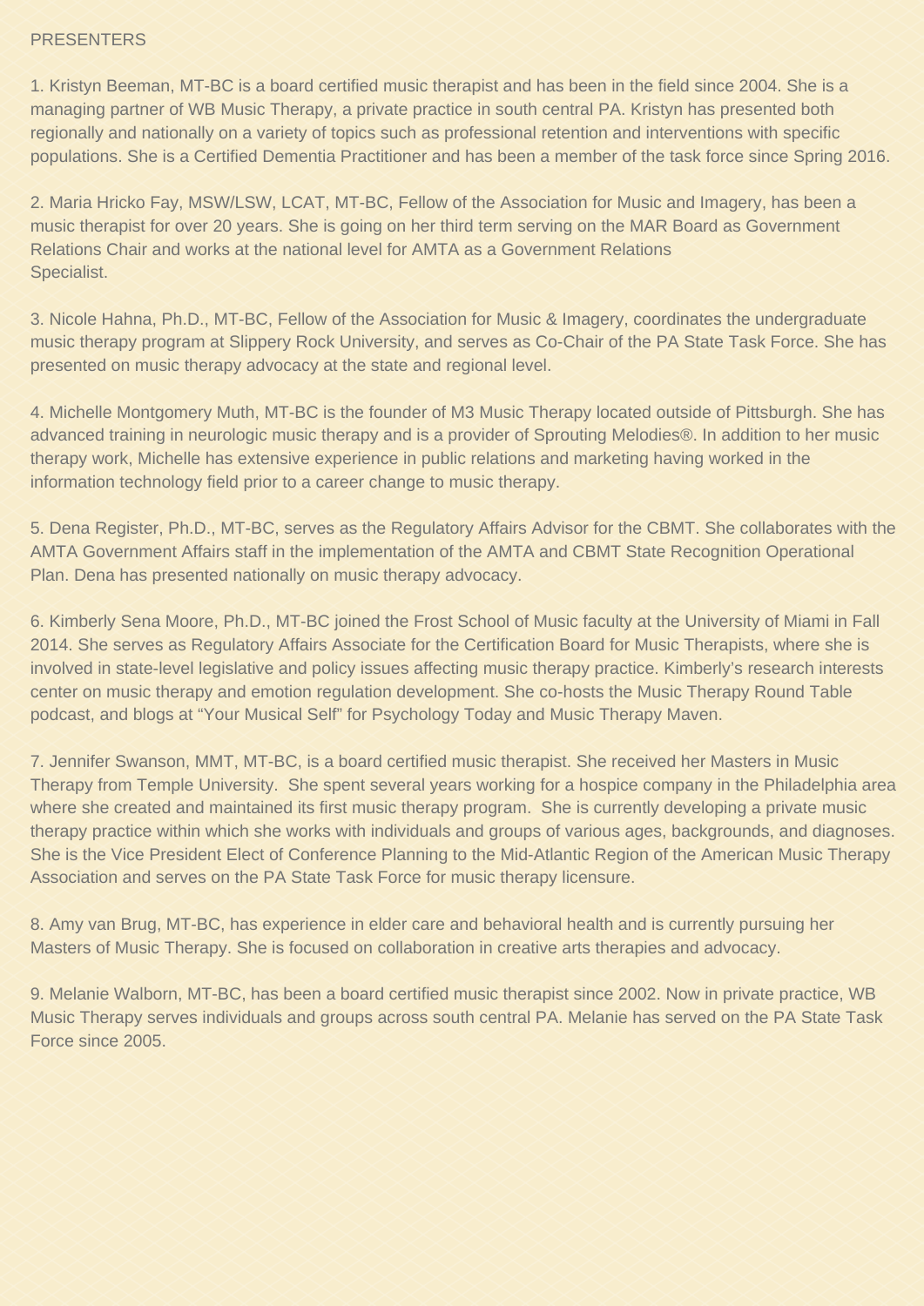PRESENTERS

1. Kristyn Beeman, MT-BC is a board certified music therapist and has been in the field since 2004. She is a managing partner of WB Music Therapy, a private practice in south central PA. Kristyn has presented both regionally and nationally on a variety of topics such as professional retention and interventions with specific populations. She is a Certified Dementia Practitioner and has been a member of the task force since Spring 2016.

2. Maria Hricko Fay, MSW/LSW, LCAT, MT-BC, Fellow of the Association for Music and Imagery, has been a music therapist for over 20 years. She is going on her third term serving on the MAR Board as Government Relations Chair and works at the national level for AMTA as a Government Relations Specialist.

3. Nicole Hahna, Ph.D., MT-BC, Fellow of the Association for Music & Imagery, coordinates the undergraduate music therapy program at Slippery Rock University, and serves as Co-Chair of the PA State Task Force. She has presented on music therapy advocacy at the state and regional level.

4. Michelle Montgomery Muth, MT-BC is the founder of M3 Music Therapy located outside of Pittsburgh. She has advanced training in neurologic music therapy and is a provider of Sprouting Melodies®. In addition to her music therapy work, Michelle has extensive experience in public relations and marketing having worked in the information technology field prior to a career change to music therapy.

5. Dena Register, Ph.D., MT-BC, serves as the Regulatory Affairs Advisor for the CBMT. She collaborates with the AMTA Government Affairs staff in the implementation of the AMTA and CBMT State Recognition Operational Plan. Dena has presented nationally on music therapy advocacy.

6. Kimberly Sena Moore, Ph.D., MT-BC joined the Frost School of Music faculty at the University of Miami in Fall 2014. She serves as Regulatory Affairs Associate for the Certification Board for Music Therapists, where she is involved in state-level legislative and policy issues affecting music therapy practice. Kimberly's research interests center on music therapy and emotion regulation development. She co-hosts the Music Therapy Round Table podcast, and blogs at "Your Musical Self" for Psychology Today and Music Therapy Maven.

7. Jennifer Swanson, MMT, MT-BC, is a board certified music therapist. She received her Masters in Music Therapy from Temple University. She spent several years working for a hospice company in the Philadelphia area where she created and maintained its first music therapy program. She is currently developing a private music therapy practice within which she works with individuals and groups of various ages, backgrounds, and diagnoses. She is the Vice President Elect of Conference Planning to the Mid-Atlantic Region of the American Music Therapy Association and serves on the PA State Task Force for music therapy licensure.

8. Amy van Brug, MT-BC, has experience in elder care and behavioral health and is currently pursuing her Masters of Music Therapy. She is focused on collaboration in creative arts therapies and advocacy.

9. Melanie Walborn, MT-BC, has been a board certified music therapist since 2002. Now in private practice, WB Music Therapy serves individuals and groups across south central PA. Melanie has served on the PA State Task Force since 2005.